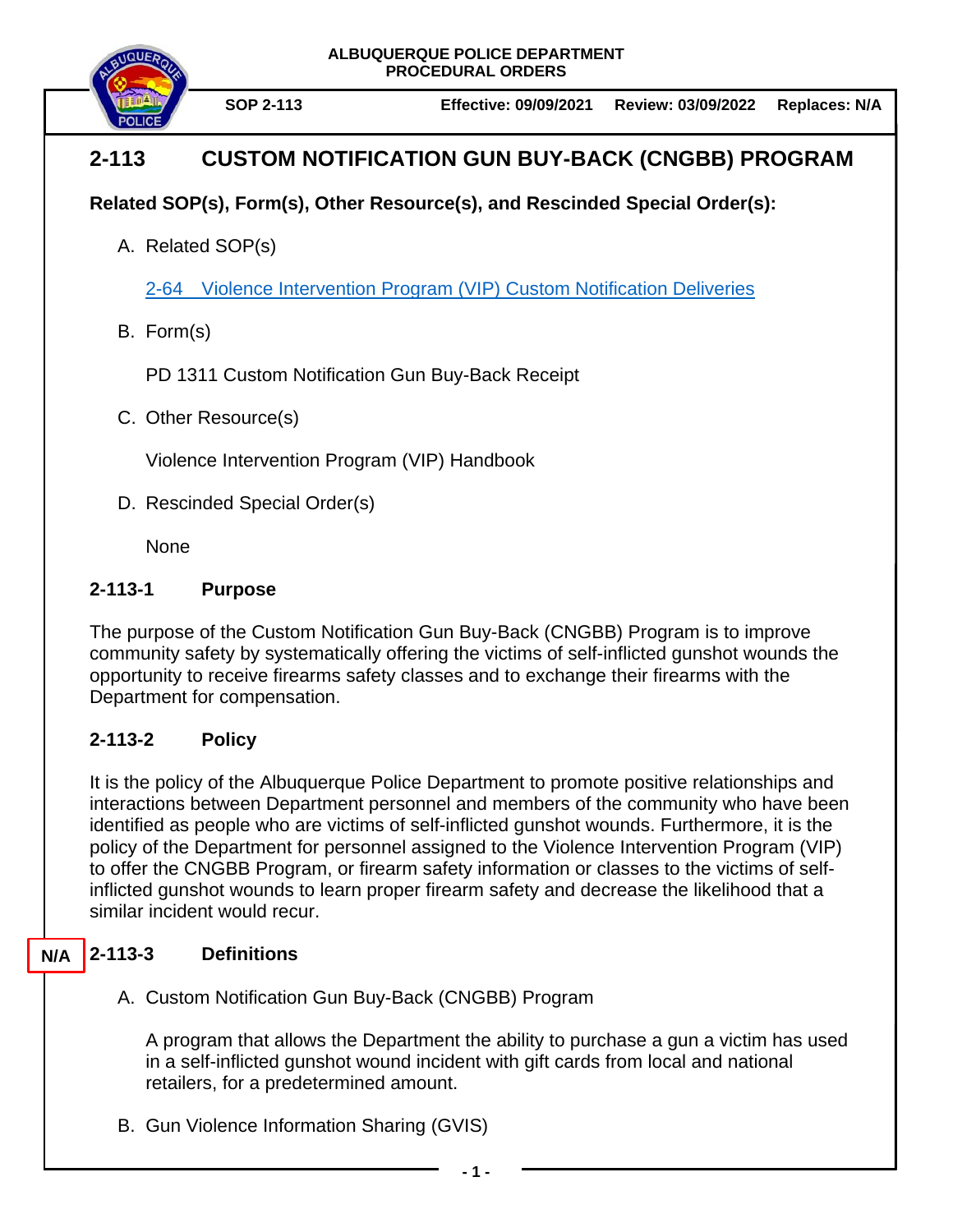ALBUQUERQUE POLICE DEPARTMENT
PROCEDURAL ORDERS

**SOP 2-113** **Effective: 09/09/2021** **Review: 03/09/2022** **Replaces: N/A**

# 2-113 CUSTOM NOTIFICATION GUN BUY-BACK (CNGBB) PROGRAM

**Related SOP(s), Form(s), Other Resource(s), and Rescinded Special Order(s):**

A. Related SOP(s)

   2-64 Violence Intervention Program (VIP) Custom Notification Deliveries

B. Form(s)

   PD 1311 Custom Notification Gun Buy-Back Receipt

C. Other Resource(s)

   Violence Intervention Program (VIP) Handbook

D. Rescinded Special Order(s)

   None

## 2-113-1 Purpose

The purpose of the Custom Notification Gun Buy-Back (CNGBB) Program is to improve community safety by systematically offering the victims of self-inflicted gunshot wounds the opportunity to receive firearms safety classes and to exchange their firearms with the Department for compensation.

## 2-113-2 Policy

It is the policy of the Albuquerque Police Department to promote positive relationships and interactions between Department personnel and members of the community who have been identified as people who are victims of self-inflicted gunshot wounds. Furthermore, it is the policy of the Department for personnel assigned to the Violence Intervention Program (VIP) to offer the CNGBB Program, or firearm safety information or classes to the victims of self-inflicted gunshot wounds to learn proper firearm safety and decrease the likelihood that a similar incident would recur.

## N/A 2-113-3 Definitions

A. Custom Notification Gun Buy-Back (CNGBB) Program

   A program that allows the Department the ability to purchase a gun a victim has used in a self-inflicted gunshot wound incident with gift cards from local and national retailers, for a predetermined amount.

B. Gun Violence Information Sharing (GVIS)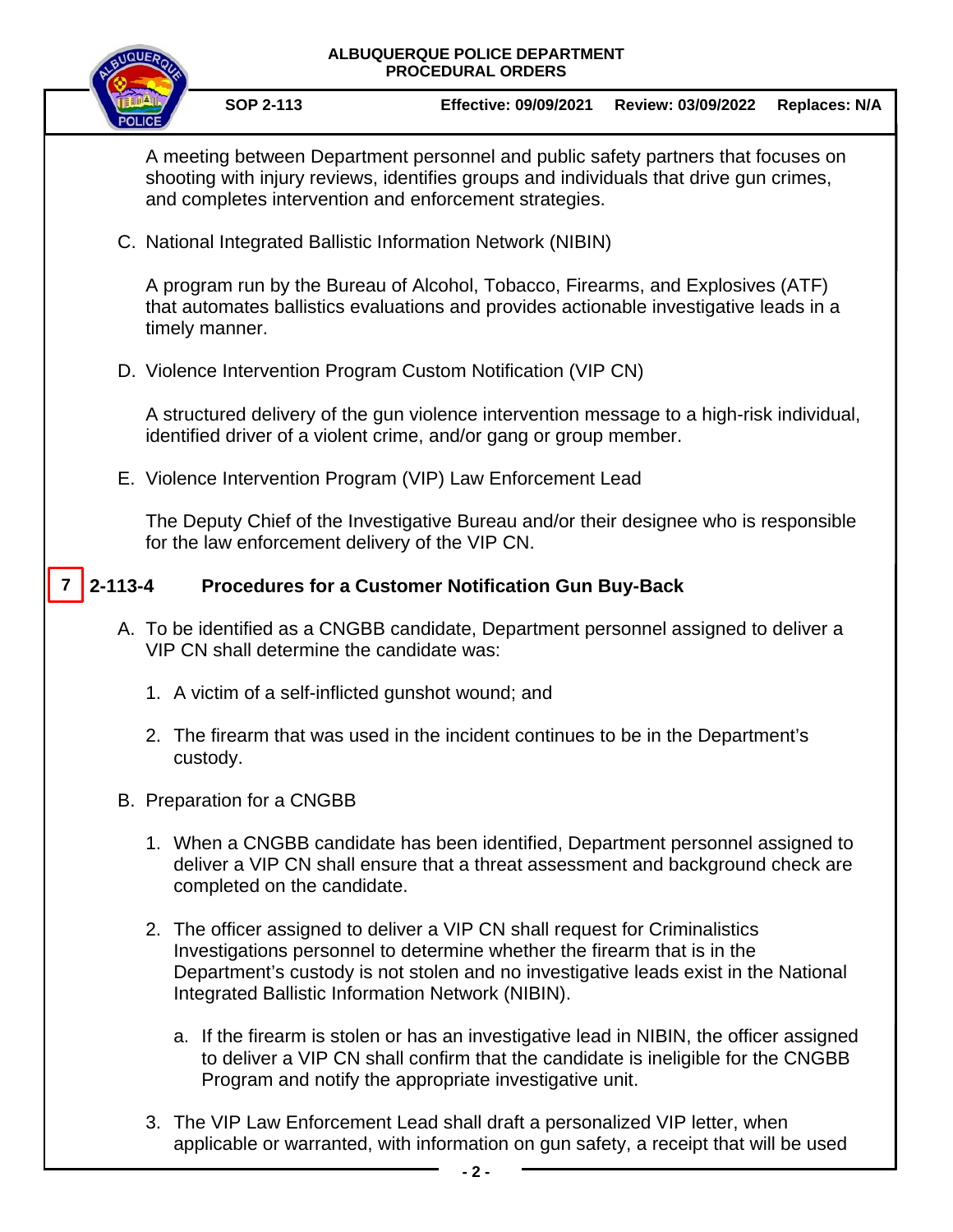A meeting between Department personnel and public safety partners that focuses on shooting with injury reviews, identifies groups and individuals that drive gun crimes, and completes intervention and enforcement strategies.

C. National Integrated Ballistic Information Network (NIBIN)

A program run by the Bureau of Alcohol, Tobacco, Firearms, and Explosives (ATF) that automates ballistics evaluations and provides actionable investigative leads in a timely manner.

D. Violence Intervention Program Custom Notification (VIP CN)

A structured delivery of the gun violence intervention message to a high-risk individual, identified driver of a violent crime, and/or gang or group member.

E. Violence Intervention Program (VIP) Law Enforcement Lead

The Deputy Chief of the Investigative Bureau and/or their designee who is responsible for the law enforcement delivery of the VIP CN.

## 7 2-113-4 Procedures for a Customer Notification Gun Buy-Back

A. To be identified as a CNGBB candidate, Department personnel assigned to deliver a VIP CN shall determine the candidate was:

1. A victim of a self-inflicted gunshot wound; and

2. The firearm that was used in the incident continues to be in the Department's custody.

B. Preparation for a CNGBB

1. When a CNGBB candidate has been identified, Department personnel assigned to deliver a VIP CN shall ensure that a threat assessment and background check are completed on the candidate.

2. The officer assigned to deliver a VIP CN shall request for Criminalistics Investigations personnel to determine whether the firearm that is in the Department's custody is not stolen and no investigative leads exist in the National Integrated Ballistic Information Network (NIBIN).

   a. If the firearm is stolen or has an investigative lead in NIBIN, the officer assigned to deliver a VIP CN shall confirm that the candidate is ineligible for the CNGBB Program and notify the appropriate investigative unit.

3. The VIP Law Enforcement Lead shall draft a personalized VIP letter, when applicable or warranted, with information on gun safety, a receipt that will be used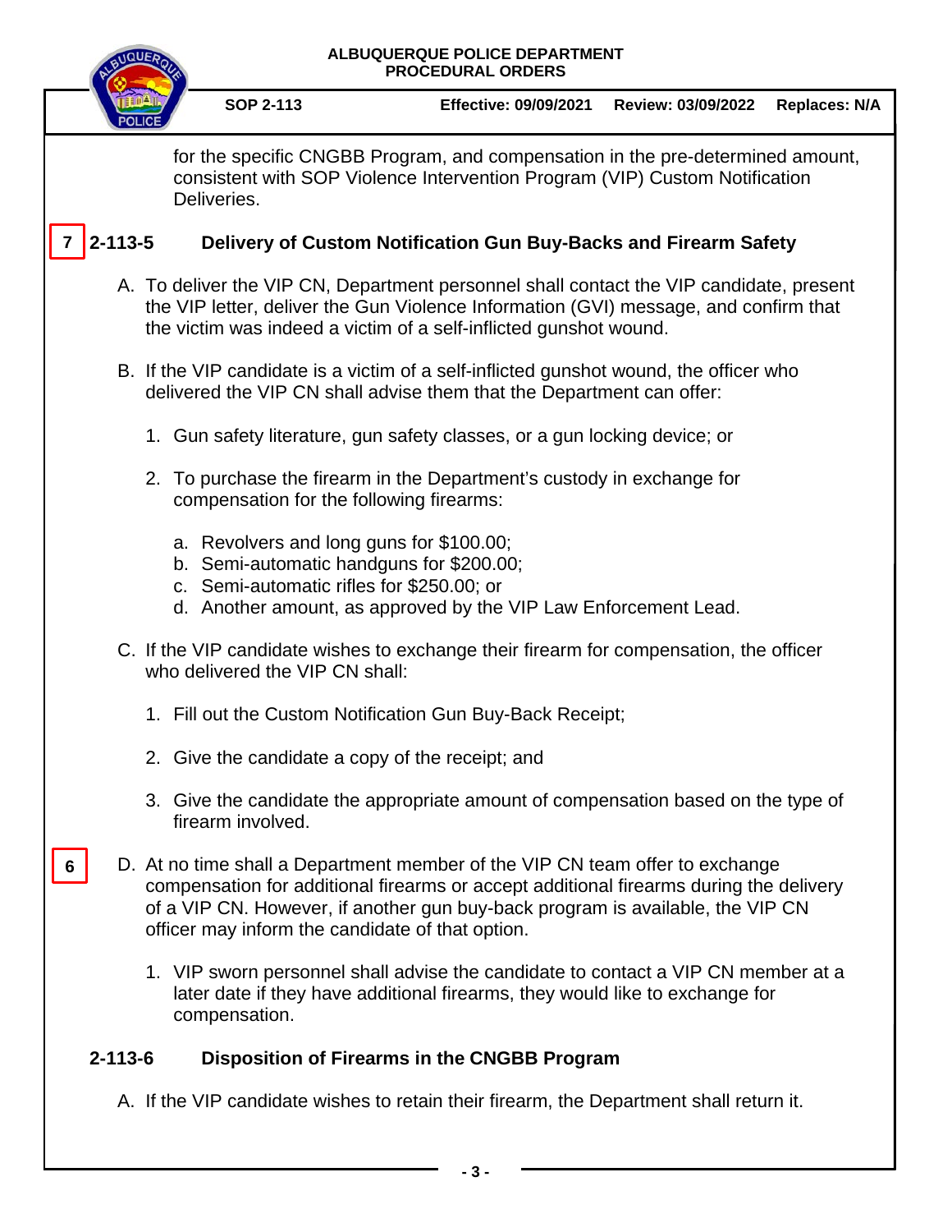for the specific CNGBB Program, and compensation in the pre-determined amount, consistent with SOP Violence Intervention Program (VIP) Custom Notification Deliveries.

## 7 2-113-5 Delivery of Custom Notification Gun Buy-Backs and Firearm Safety

A. To deliver the VIP CN, Department personnel shall contact the VIP candidate, present the VIP letter, deliver the Gun Violence Information (GVI) message, and confirm that the victim was indeed a victim of a self-inflicted gunshot wound.

B. If the VIP candidate is a victim of a self-inflicted gunshot wound, the officer who delivered the VIP CN shall advise them that the Department can offer:

1. Gun safety literature, gun safety classes, or a gun locking device; or

2. To purchase the firearm in the Department's custody in exchange for compensation for the following firearms:

    a. Revolvers and long guns for $100.00;
    b. Semi-automatic handguns for $200.00;
    c. Semi-automatic rifles for $250.00; or
    d. Another amount, as approved by the VIP Law Enforcement Lead.

C. If the VIP candidate wishes to exchange their firearm for compensation, the officer who delivered the VIP CN shall:

1. Fill out the Custom Notification Gun Buy-Back Receipt;

2. Give the candidate a copy of the receipt; and

3. Give the candidate the appropriate amount of compensation based on the type of firearm involved.

6 D. At no time shall a Department member of the VIP CN team offer to exchange compensation for additional firearms or accept additional firearms during the delivery of a VIP CN. However, if another gun buy-back program is available, the VIP CN officer may inform the candidate of that option.

1. VIP sworn personnel shall advise the candidate to contact a VIP CN member at a later date if they have additional firearms, they would like to exchange for compensation.

## 2-113-6 Disposition of Firearms in the CNGBB Program

A. If the VIP candidate wishes to retain their firearm, the Department shall return it.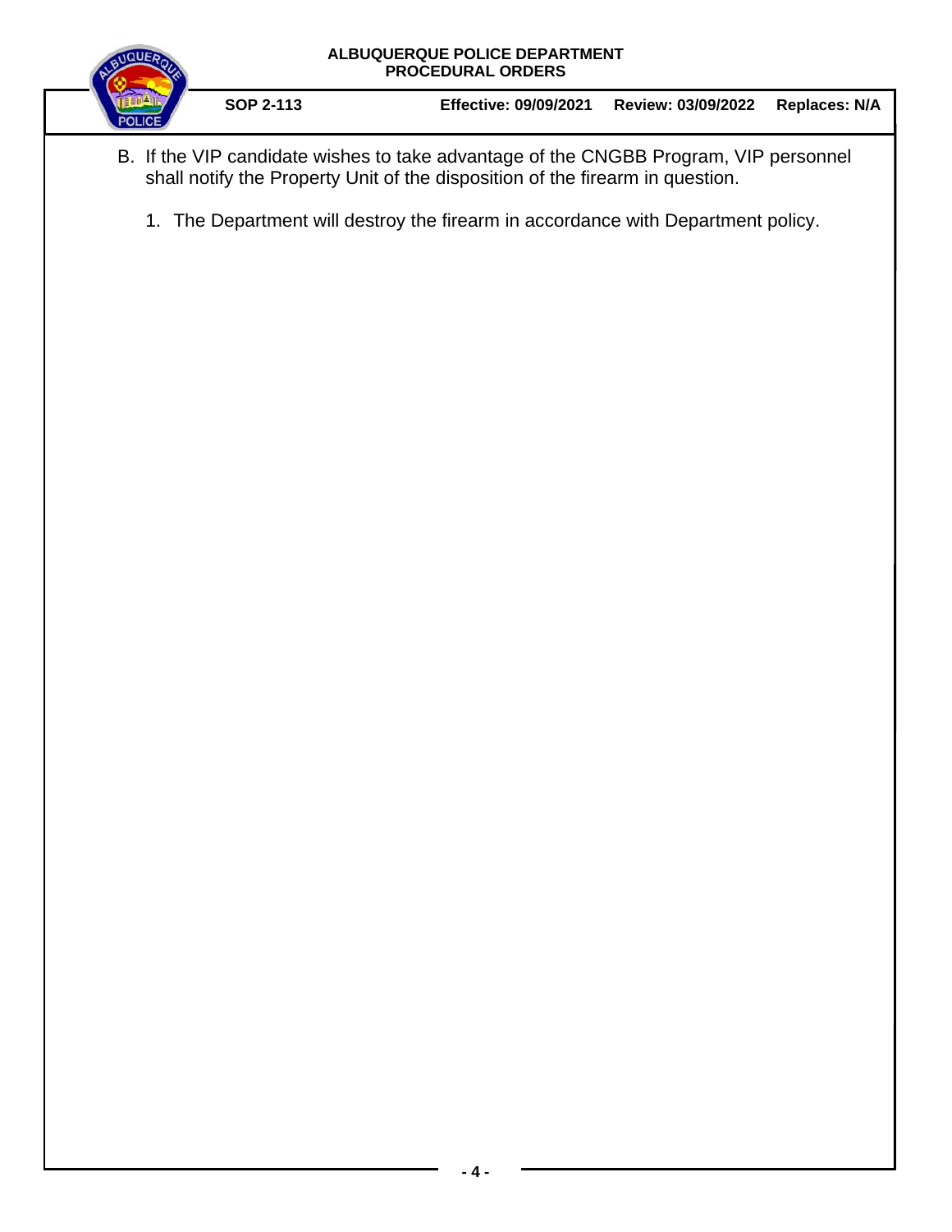B. If the VIP candidate wishes to take advantage of the CNGBB Program, VIP personnel shall notify the Property Unit of the disposition of the firearm in question.

    1. The Department will destroy the firearm in accordance with Department policy.